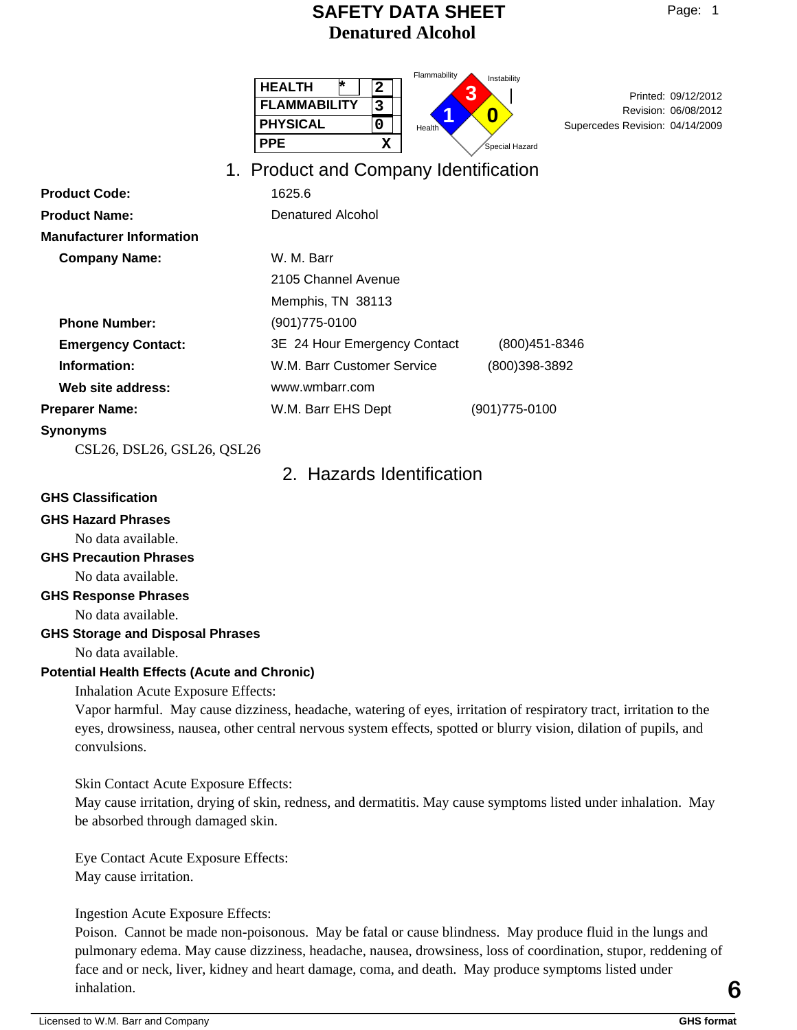# SAFETY DATA SHEET
# Denatured Alcohol

| HEALTH | * | 2 |
|---|---|---|
| FLAMMABILITY | | 3 |
| PHYSICAL | | 0 |
| PPE | | X |

Flammability: 3
Health: 1
Instability: 0
Special Hazard

Printed: 09/12/2012
Revision: 06/08/2012
Supercedes Revision: 04/14/2009

## 1. Product and Company Identification

**Product Code:** 1625.6

**Product Name:** Denatured Alcohol

**Manufacturer Information**

**Company Name:** W. M. Barr
2105 Channel Avenue
Memphis, TN 38113

**Phone Number:** (901)775-0100

**Emergency Contact:** 3E 24 Hour Emergency Contact (800)451-8346

**Information:** W.M. Barr Customer Service (800)398-3892

**Web site address:** www.wmbarr.com

**Preparer Name:** W.M. Barr EHS Dept (901)775-0100

**Synonyms**

CSL26, DSL26, GSL26, QSL26

## 2. Hazards Identification

**GHS Classification**

**GHS Hazard Phrases**

No data available.

**GHS Precaution Phrases**

No data available.

**GHS Response Phrases**

No data available.

**GHS Storage and Disposal Phrases**

No data available.

**Potential Health Effects (Acute and Chronic)**

Inhalation Acute Exposure Effects:
Vapor harmful. May cause dizziness, headache, watering of eyes, irritation of respiratory tract, irritation to the eyes, drowsiness, nausea, other central nervous system effects, spotted or blurry vision, dilation of pupils, and convulsions.

Skin Contact Acute Exposure Effects:
May cause irritation, drying of skin, redness, and dermatitis. May cause symptoms listed under inhalation. May be absorbed through damaged skin.

Eye Contact Acute Exposure Effects:
May cause irritation.

Ingestion Acute Exposure Effects:
Poison. Cannot be made non-poisonous. May be fatal or cause blindness. May produce fluid in the lungs and pulmonary edema. May cause dizziness, headache, nausea, drowsiness, loss of coordination, stupor, reddening of face and or neck, liver, kidney and heart damage, coma, and death. May produce symptoms listed under inhalation.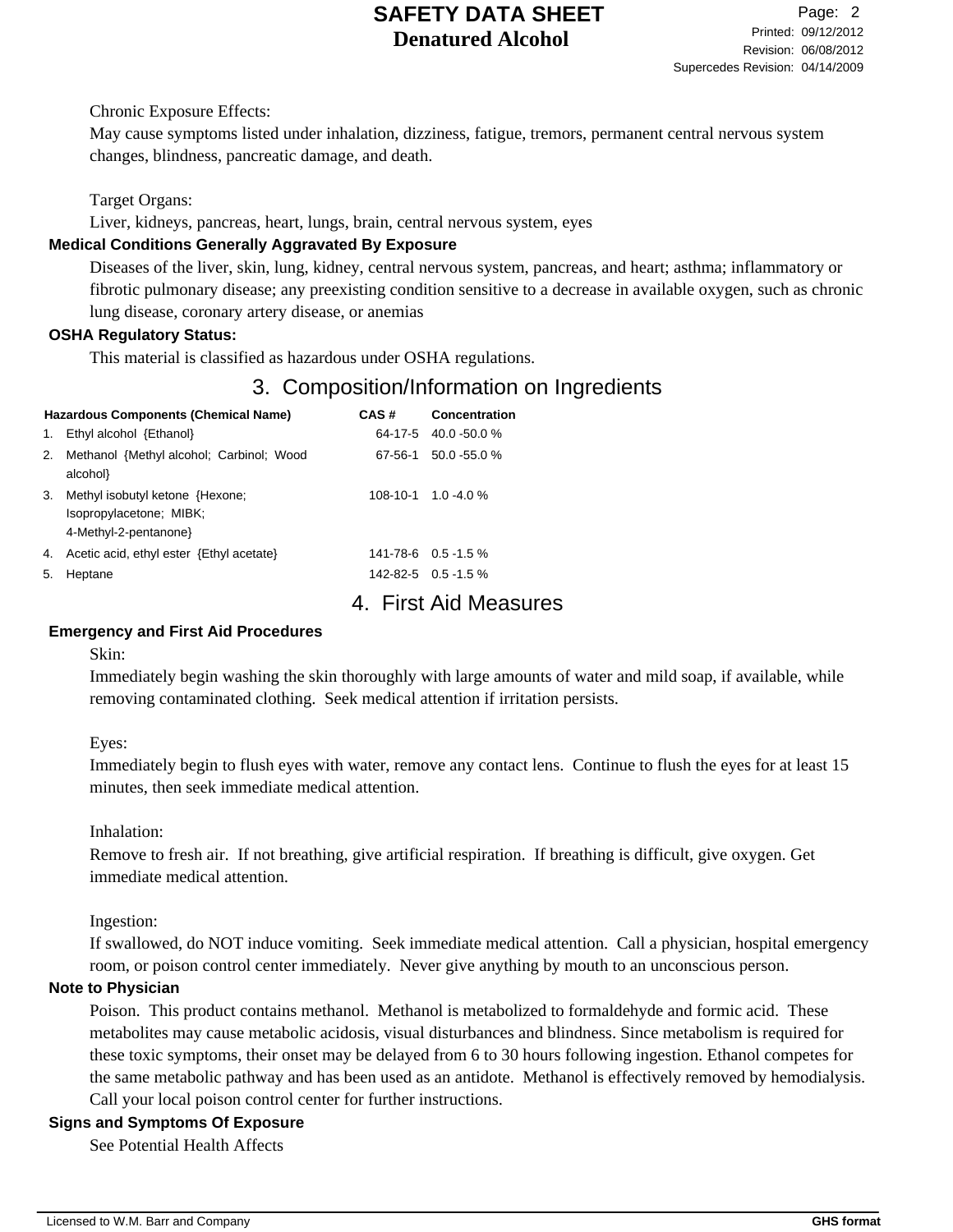Chronic Exposure Effects:

May cause symptoms listed under inhalation, dizziness, fatigue, tremors, permanent central nervous system changes, blindness, pancreatic damage, and death.

Target Organs:

Liver, kidneys, pancreas, heart, lungs, brain, central nervous system, eyes

**Medical Conditions Generally Aggravated By Exposure**

Diseases of the liver, skin, lung, kidney, central nervous system, pancreas, and heart; asthma; inflammatory or fibrotic pulmonary disease; any preexisting condition sensitive to a decrease in available oxygen, such as chronic lung disease, coronary artery disease, or anemias

**OSHA Regulatory Status:**

This material is classified as hazardous under OSHA regulations.

## 3. Composition/Information on Ingredients

| | Hazardous Components (Chemical Name) | CAS # | Concentration |
|---|---|---|---|
| 1. | Ethyl alcohol {Ethanol} | 64-17-5 | 40.0 -50.0 % |
| 2. | Methanol {Methyl alcohol; Carbinol; Wood alcohol} | 67-56-1 | 50.0 -55.0 % |
| 3. | Methyl isobutyl ketone {Hexone; Isopropylacetone; MIBK; 4-Methyl-2-pentanone} | 108-10-1 | 1.0 -4.0 % |
| 4. | Acetic acid, ethyl ester {Ethyl acetate} | 141-78-6 | 0.5 -1.5 % |
| 5. | Heptane | 142-82-5 | 0.5 -1.5 % |

## 4. First Aid Measures

**Emergency and First Aid Procedures**

Skin:

Immediately begin washing the skin thoroughly with large amounts of water and mild soap, if available, while removing contaminated clothing. Seek medical attention if irritation persists.

Eyes:

Immediately begin to flush eyes with water, remove any contact lens. Continue to flush the eyes for at least 15 minutes, then seek immediate medical attention.

Inhalation:

Remove to fresh air. If not breathing, give artificial respiration. If breathing is difficult, give oxygen. Get immediate medical attention.

Ingestion:

If swallowed, do NOT induce vomiting. Seek immediate medical attention. Call a physician, hospital emergency room, or poison control center immediately. Never give anything by mouth to an unconscious person.

**Note to Physician**

Poison. This product contains methanol. Methanol is metabolized to formaldehyde and formic acid. These metabolites may cause metabolic acidosis, visual disturbances and blindness. Since metabolism is required for these toxic symptoms, their onset may be delayed from 6 to 30 hours following ingestion. Ethanol competes for the same metabolic pathway and has been used as an antidote. Methanol is effectively removed by hemodialysis. Call your local poison control center for further instructions.

**Signs and Symptoms Of Exposure**

See Potential Health Affects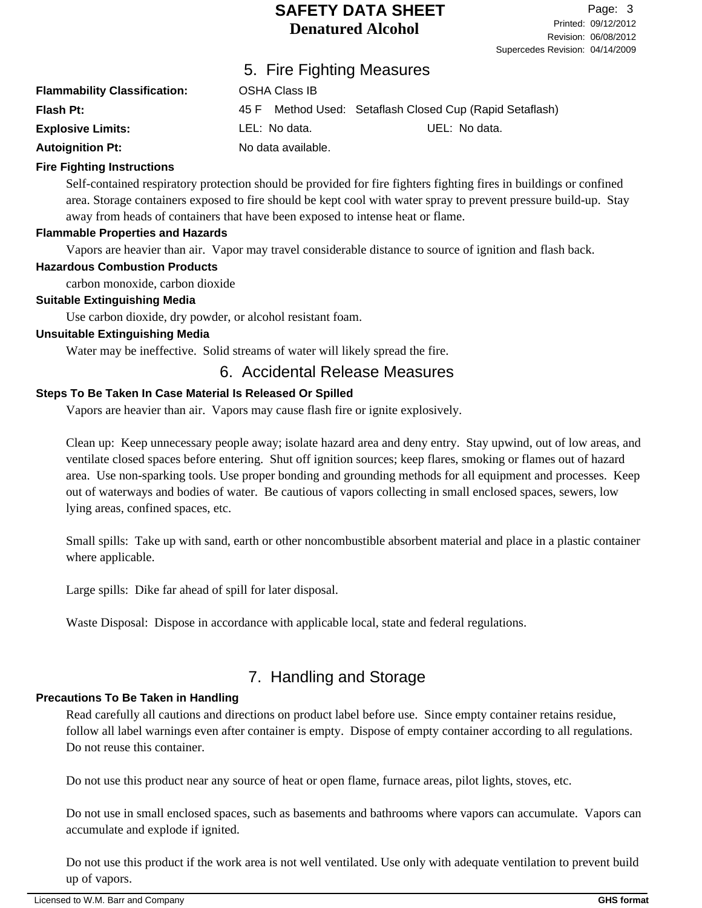## 5. Fire Fighting Measures

**Flammability Classification:** OSHA Class IB

**Flash Pt:** 45 F  Method Used: Setaflash Closed Cup (Rapid Setaflash)

**Explosive Limits:** LEL: No data.  UEL: No data.

**Autoignition Pt:** No data available.

**Fire Fighting Instructions**

Self-contained respiratory protection should be provided for fire fighters fighting fires in buildings or confined area. Storage containers exposed to fire should be kept cool with water spray to prevent pressure build-up. Stay away from heads of containers that have been exposed to intense heat or flame.

**Flammable Properties and Hazards**

Vapors are heavier than air. Vapor may travel considerable distance to source of ignition and flash back.

**Hazardous Combustion Products**

carbon monoxide, carbon dioxide

**Suitable Extinguishing Media**

Use carbon dioxide, dry powder, or alcohol resistant foam.

**Unsuitable Extinguishing Media**

Water may be ineffective. Solid streams of water will likely spread the fire.

## 6. Accidental Release Measures

**Steps To Be Taken In Case Material Is Released Or Spilled**

Vapors are heavier than air. Vapors may cause flash fire or ignite explosively.

Clean up: Keep unnecessary people away; isolate hazard area and deny entry. Stay upwind, out of low areas, and ventilate closed spaces before entering. Shut off ignition sources; keep flares, smoking or flames out of hazard area. Use non-sparking tools. Use proper bonding and grounding methods for all equipment and processes. Keep out of waterways and bodies of water. Be cautious of vapors collecting in small enclosed spaces, sewers, low lying areas, confined spaces, etc.

Small spills: Take up with sand, earth or other noncombustible absorbent material and place in a plastic container where applicable.

Large spills: Dike far ahead of spill for later disposal.

Waste Disposal: Dispose in accordance with applicable local, state and federal regulations.

## 7. Handling and Storage

**Precautions To Be Taken in Handling**

Read carefully all cautions and directions on product label before use. Since empty container retains residue, follow all label warnings even after container is empty. Dispose of empty container according to all regulations. Do not reuse this container.

Do not use this product near any source of heat or open flame, furnace areas, pilot lights, stoves, etc.

Do not use in small enclosed spaces, such as basements and bathrooms where vapors can accumulate. Vapors can accumulate and explode if ignited.

Do not use this product if the work area is not well ventilated. Use only with adequate ventilation to prevent build up of vapors.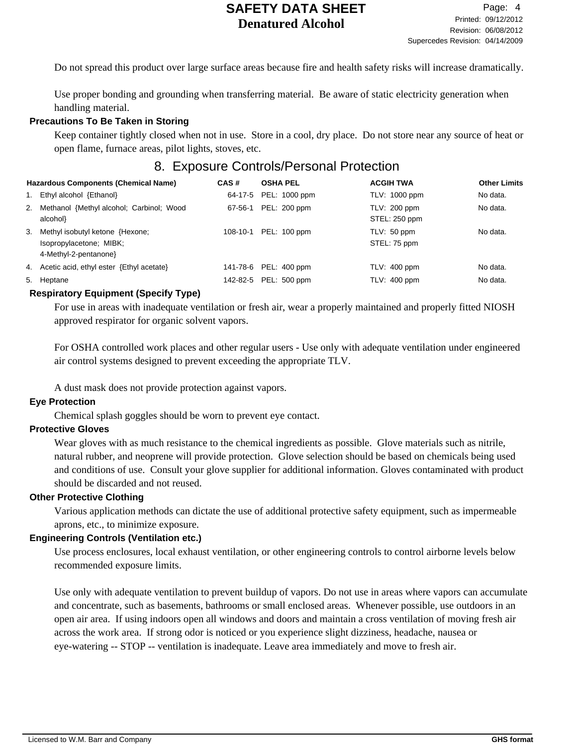Do not spread this product over large surface areas because fire and health safety risks will increase dramatically.

Use proper bonding and grounding when transferring material. Be aware of static electricity generation when handling material.

**Precautions To Be Taken in Storing**

Keep container tightly closed when not in use. Store in a cool, dry place. Do not store near any source of heat or open flame, furnace areas, pilot lights, stoves, etc.

## 8. Exposure Controls/Personal Protection

| Hazardous Components (Chemical Name) | CAS # | OSHA PEL | ACGIH TWA | Other Limits |
|---|---|---|---|---|
| 1. Ethyl alcohol {Ethanol} | 64-17-5 | PEL: 1000 ppm | TLV: 1000 ppm | No data. |
| 2. Methanol {Methyl alcohol; Carbinol; Wood alcohol} | 67-56-1 | PEL: 200 ppm | TLV: 200 ppm<br>STEL: 250 ppm | No data. |
| 3. Methyl isobutyl ketone {Hexone; Isopropylacetone; MIBK; 4-Methyl-2-pentanone} | 108-10-1 | PEL: 100 ppm | TLV: 50 ppm<br>STEL: 75 ppm | No data. |
| 4. Acetic acid, ethyl ester {Ethyl acetate} | 141-78-6 | PEL: 400 ppm | TLV: 400 ppm | No data. |
| 5. Heptane | 142-82-5 | PEL: 500 ppm | TLV: 400 ppm | No data. |

**Respiratory Equipment (Specify Type)**

For use in areas with inadequate ventilation or fresh air, wear a properly maintained and properly fitted NIOSH approved respirator for organic solvent vapors.

For OSHA controlled work places and other regular users - Use only with adequate ventilation under engineered air control systems designed to prevent exceeding the appropriate TLV.

A dust mask does not provide protection against vapors.

**Eye Protection**

Chemical splash goggles should be worn to prevent eye contact.

**Protective Gloves**

Wear gloves with as much resistance to the chemical ingredients as possible. Glove materials such as nitrile, natural rubber, and neoprene will provide protection. Glove selection should be based on chemicals being used and conditions of use. Consult your glove supplier for additional information. Gloves contaminated with product should be discarded and not reused.

**Other Protective Clothing**

Various application methods can dictate the use of additional protective safety equipment, such as impermeable aprons, etc., to minimize exposure.

**Engineering Controls (Ventilation etc.)**

Use process enclosures, local exhaust ventilation, or other engineering controls to control airborne levels below recommended exposure limits.

Use only with adequate ventilation to prevent buildup of vapors. Do not use in areas where vapors can accumulate and concentrate, such as basements, bathrooms or small enclosed areas. Whenever possible, use outdoors in an open air area. If using indoors open all windows and doors and maintain a cross ventilation of moving fresh air across the work area. If strong odor is noticed or you experience slight dizziness, headache, nausea or eye-watering -- STOP -- ventilation is inadequate. Leave area immediately and move to fresh air.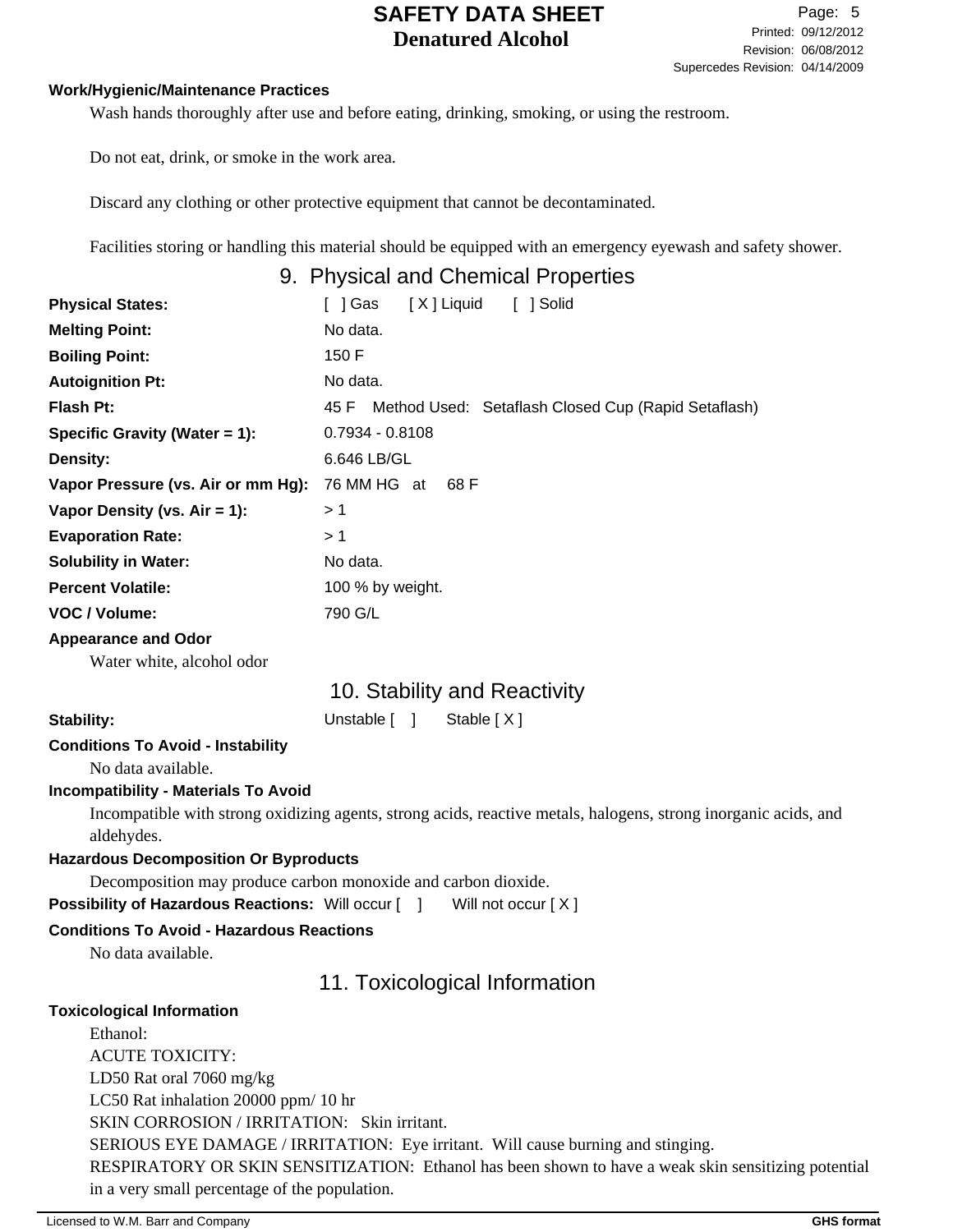**Work/Hygienic/Maintenance Practices**

Wash hands thoroughly after use and before eating, drinking, smoking, or using the restroom.

Do not eat, drink, or smoke in the work area.

Discard any clothing or other protective equipment that cannot be decontaminated.

Facilities storing or handling this material should be equipped with an emergency eyewash and safety shower.

## 9. Physical and Chemical Properties

| | |
|---|---|
| **Physical States:** | [ ] Gas [ X ] Liquid [ ] Solid |
| **Melting Point:** | No data. |
| **Boiling Point:** | 150 F |
| **Autoignition Pt:** | No data. |
| **Flash Pt:** | 45 F Method Used: Setaflash Closed Cup (Rapid Setaflash) |
| **Specific Gravity (Water = 1):** | 0.7934 - 0.8108 |
| **Density:** | 6.646 LB/GL |
| **Vapor Pressure (vs. Air or mm Hg):** | 76 MM HG at 68 F |
| **Vapor Density (vs. Air = 1):** | > 1 |
| **Evaporation Rate:** | > 1 |
| **Solubility in Water:** | No data. |
| **Percent Volatile:** | 100 % by weight. |
| **VOC / Volume:** | 790 G/L |

**Appearance and Odor**

Water white, alcohol odor

## 10. Stability and Reactivity

**Stability:** Unstable [ ] Stable [ X ]

**Conditions To Avoid - Instability**

No data available.

**Incompatibility - Materials To Avoid**

Incompatible with strong oxidizing agents, strong acids, reactive metals, halogens, strong inorganic acids, and aldehydes.

**Hazardous Decomposition Or Byproducts**

Decomposition may produce carbon monoxide and carbon dioxide.

**Possibility of Hazardous Reactions:** Will occur [ ] Will not occur [ X ]

**Conditions To Avoid - Hazardous Reactions**

No data available.

## 11. Toxicological Information

**Toxicological Information**

Ethanol:
ACUTE TOXICITY:
LD50 Rat oral 7060 mg/kg
LC50 Rat inhalation 20000 ppm/ 10 hr
SKIN CORROSION / IRRITATION: Skin irritant.
SERIOUS EYE DAMAGE / IRRITATION: Eye irritant. Will cause burning and stinging.
RESPIRATORY OR SKIN SENSITIZATION: Ethanol has been shown to have a weak skin sensitizing potential in a very small percentage of the population.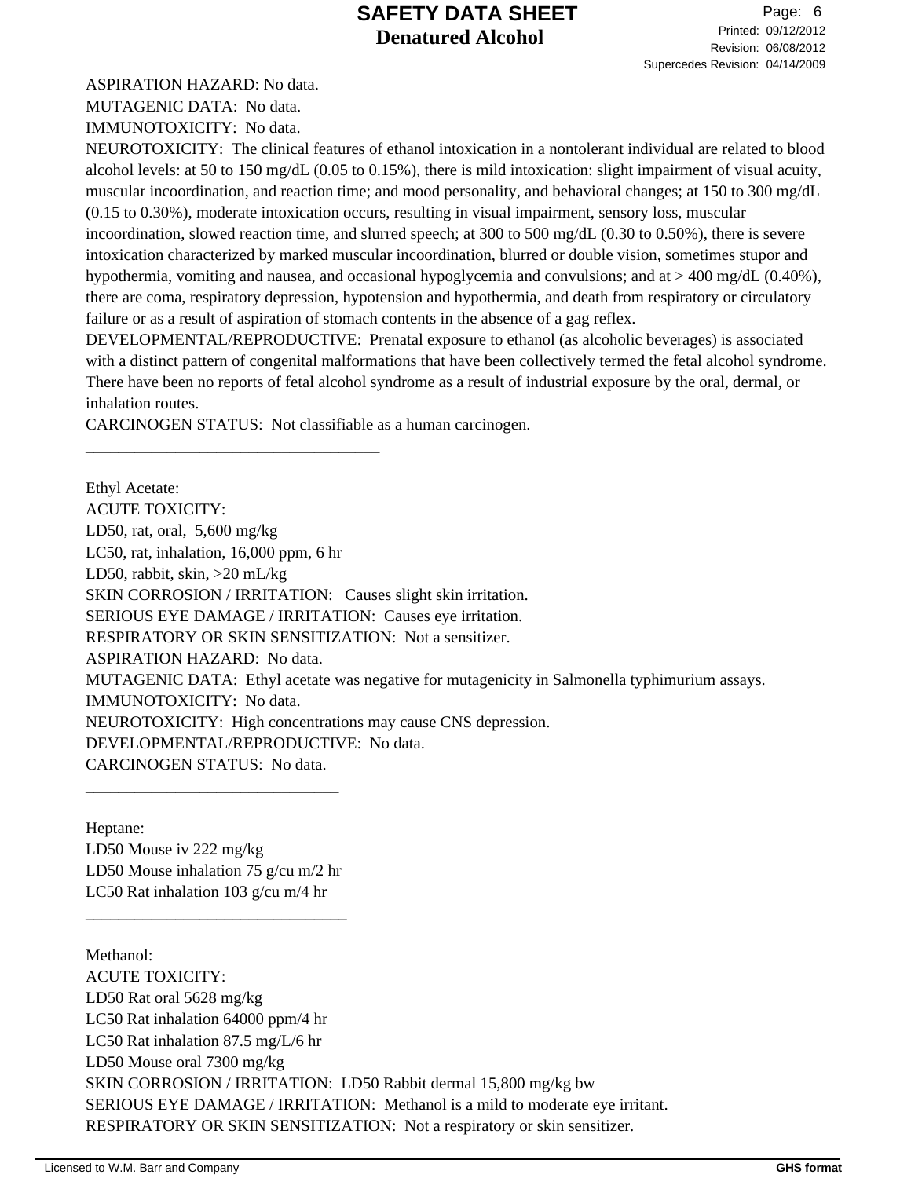ASPIRATION HAZARD: No data.
MUTAGENIC DATA: No data.
IMMUNOTOXICITY: No data.
NEUROTOXICITY: The clinical features of ethanol intoxication in a nontolerant individual are related to blood alcohol levels: at 50 to 150 mg/dL (0.05 to 0.15%), there is mild intoxication: slight impairment of visual acuity, muscular incoordination, and reaction time; and mood personality, and behavioral changes; at 150 to 300 mg/dL (0.15 to 0.30%), moderate intoxication occurs, resulting in visual impairment, sensory loss, muscular incoordination, slowed reaction time, and slurred speech; at 300 to 500 mg/dL (0.30 to 0.50%), there is severe intoxication characterized by marked muscular incoordination, blurred or double vision, sometimes stupor and hypothermia, vomiting and nausea, and occasional hypoglycemia and convulsions; and at > 400 mg/dL (0.40%), there are coma, respiratory depression, hypotension and hypothermia, and death from respiratory or circulatory failure or as a result of aspiration of stomach contents in the absence of a gag reflex.
DEVELOPMENTAL/REPRODUCTIVE: Prenatal exposure to ethanol (as alcoholic beverages) is associated with a distinct pattern of congenital malformations that have been collectively termed the fetal alcohol syndrome. There have been no reports of fetal alcohol syndrome as a result of industrial exposure by the oral, dermal, or inhalation routes.
CARCINOGEN STATUS: Not classifiable as a human carcinogen.

---

Ethyl Acetate:
ACUTE TOXICITY:
LD50, rat, oral, 5,600 mg/kg
LC50, rat, inhalation, 16,000 ppm, 6 hr
LD50, rabbit, skin, >20 mL/kg
SKIN CORROSION / IRRITATION: Causes slight skin irritation.
SERIOUS EYE DAMAGE / IRRITATION: Causes eye irritation.
RESPIRATORY OR SKIN SENSITIZATION: Not a sensitizer.
ASPIRATION HAZARD: No data.
MUTAGENIC DATA: Ethyl acetate was negative for mutagenicity in Salmonella typhimurium assays.
IMMUNOTOXICITY: No data.
NEUROTOXICITY: High concentrations may cause CNS depression.
DEVELOPMENTAL/REPRODUCTIVE: No data.
CARCINOGEN STATUS: No data.

---

Heptane:
LD50 Mouse iv 222 mg/kg
LD50 Mouse inhalation 75 g/cu m/2 hr
LC50 Rat inhalation 103 g/cu m/4 hr

---

Methanol:
ACUTE TOXICITY:
LD50 Rat oral 5628 mg/kg
LC50 Rat inhalation 64000 ppm/4 hr
LC50 Rat inhalation 87.5 mg/L/6 hr
LD50 Mouse oral 7300 mg/kg
SKIN CORROSION / IRRITATION: LD50 Rabbit dermal 15,800 mg/kg bw
SERIOUS EYE DAMAGE / IRRITATION: Methanol is a mild to moderate eye irritant.
RESPIRATORY OR SKIN SENSITIZATION: Not a respiratory or skin sensitizer.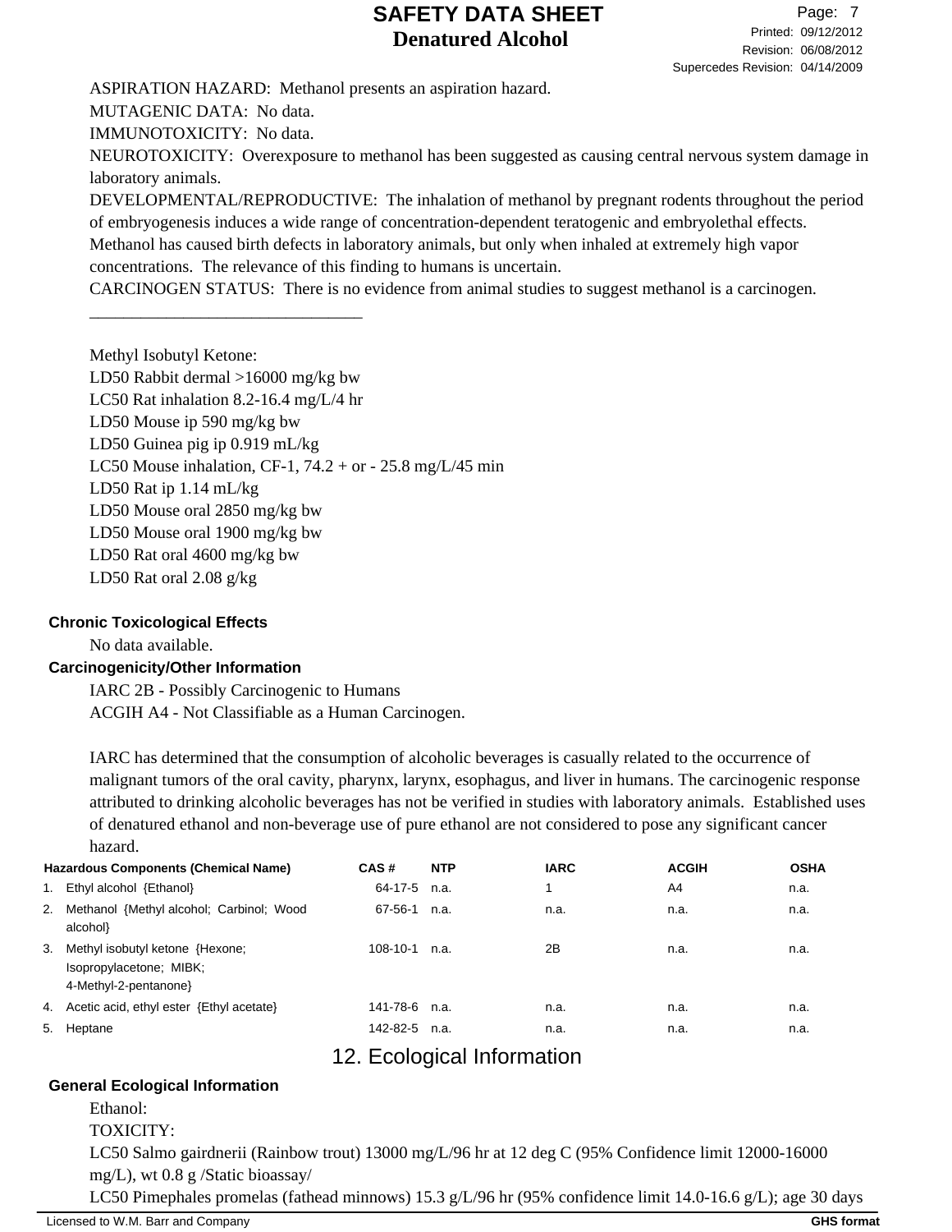ASPIRATION HAZARD: Methanol presents an aspiration hazard.
MUTAGENIC DATA: No data.
IMMUNOTOXICITY: No data.
NEUROTOXICITY: Overexposure to methanol has been suggested as causing central nervous system damage in laboratory animals.
DEVELOPMENTAL/REPRODUCTIVE: The inhalation of methanol by pregnant rodents throughout the period of embryogenesis induces a wide range of concentration-dependent teratogenic and embryolethal effects. Methanol has caused birth defects in laboratory animals, but only when inhaled at extremely high vapor concentrations. The relevance of this finding to humans is uncertain.
CARCINOGEN STATUS: There is no evidence from animal studies to suggest methanol is a carcinogen.
________________________________

Methyl Isobutyl Ketone:
LD50 Rabbit dermal >16000 mg/kg bw
LC50 Rat inhalation 8.2-16.4 mg/L/4 hr
LD50 Mouse ip 590 mg/kg bw
LD50 Guinea pig ip 0.919 mL/kg
LC50 Mouse inhalation, CF-1, 74.2 + or - 25.8 mg/L/45 min
LD50 Rat ip 1.14 mL/kg
LD50 Mouse oral 2850 mg/kg bw
LD50 Mouse oral 1900 mg/kg bw
LD50 Rat oral 4600 mg/kg bw
LD50 Rat oral 2.08 g/kg

### Chronic Toxicological Effects

No data available.

### Carcinogenicity/Other Information

IARC 2B - Possibly Carcinogenic to Humans
ACGIH A4 - Not Classifiable as a Human Carcinogen.

IARC has determined that the consumption of alcoholic beverages is casually related to the occurrence of malignant tumors of the oral cavity, pharynx, larynx, esophagus, and liver in humans. The carcinogenic response attributed to drinking alcoholic beverages has not be verified in studies with laboratory animals. Established uses of denatured ethanol and non-beverage use of pure ethanol are not considered to pose any significant cancer hazard.

| | Hazardous Components (Chemical Name) | CAS # | NTP | IARC | ACGIH | OSHA |
|---|---|---|---|---|---|---|
| 1. | Ethyl alcohol {Ethanol} | 64-17-5 | n.a. | 1 | A4 | n.a. |
| 2. | Methanol {Methyl alcohol; Carbinol; Wood alcohol} | 67-56-1 | n.a. | n.a. | n.a. | n.a. |
| 3. | Methyl isobutyl ketone {Hexone; Isopropylacetone; MIBK; 4-Methyl-2-pentanone} | 108-10-1 | n.a. | 2B | n.a. | n.a. |
| 4. | Acetic acid, ethyl ester {Ethyl acetate} | 141-78-6 | n.a. | n.a. | n.a. | n.a. |
| 5. | Heptane | 142-82-5 | n.a. | n.a. | n.a. | n.a. |

## 12. Ecological Information

### General Ecological Information

Ethanol:
TOXICITY:
LC50 Salmo gairdnerii (Rainbow trout) 13000 mg/L/96 hr at 12 deg C (95% Confidence limit 12000-16000 mg/L), wt 0.8 g /Static bioassay/
LC50 Pimephales promelas (fathead minnows) 15.3 g/L/96 hr (95% confidence limit 14.0-16.6 g/L); age 30 days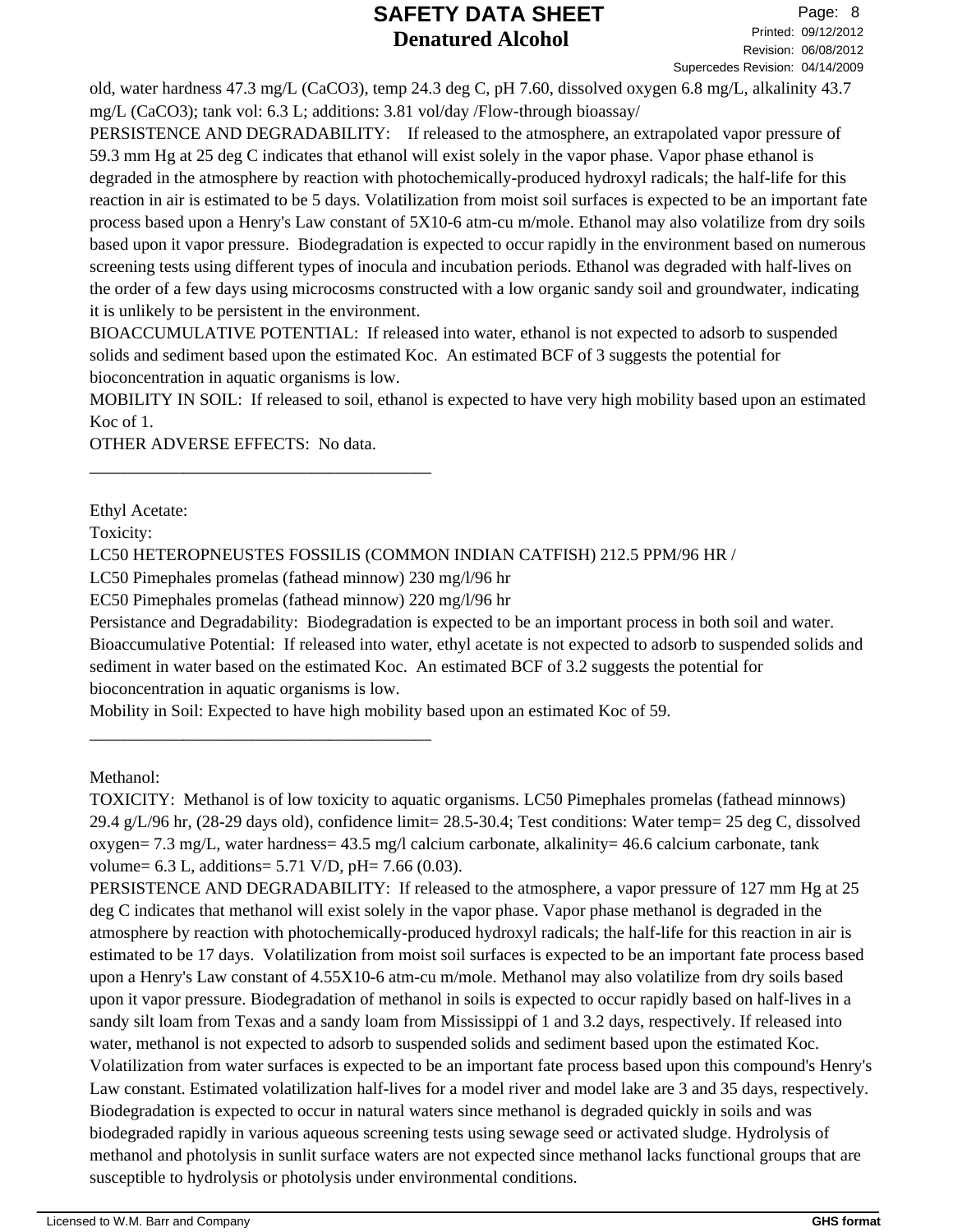old, water hardness 47.3 mg/L (CaCO3), temp 24.3 deg C, pH 7.60, dissolved oxygen 6.8 mg/L, alkalinity 43.7 mg/L (CaCO3); tank vol: 6.3 L; additions: 3.81 vol/day /Flow-through bioassay/

PERSISTENCE AND DEGRADABILITY: If released to the atmosphere, an extrapolated vapor pressure of 59.3 mm Hg at 25 deg C indicates that ethanol will exist solely in the vapor phase. Vapor phase ethanol is degraded in the atmosphere by reaction with photochemically-produced hydroxyl radicals; the half-life for this reaction in air is estimated to be 5 days. Volatilization from moist soil surfaces is expected to be an important fate process based upon a Henry's Law constant of 5X10-6 atm-cu m/mole. Ethanol may also volatilize from dry soils based upon it vapor pressure. Biodegradation is expected to occur rapidly in the environment based on numerous screening tests using different types of inocula and incubation periods. Ethanol was degraded with half-lives on the order of a few days using microcosms constructed with a low organic sandy soil and groundwater, indicating it is unlikely to be persistent in the environment.

BIOACCUMULATIVE POTENTIAL: If released into water, ethanol is not expected to adsorb to suspended solids and sediment based upon the estimated Koc. An estimated BCF of 3 suggests the potential for bioconcentration in aquatic organisms is low.

MOBILITY IN SOIL: If released to soil, ethanol is expected to have very high mobility based upon an estimated Koc of 1.

OTHER ADVERSE EFFECTS: No data.

---

Ethyl Acetate:

Toxicity:

LC50 HETEROPNEUSTES FOSSILIS (COMMON INDIAN CATFISH) 212.5 PPM/96 HR /

LC50 Pimephales promelas (fathead minnow) 230 mg/l/96 hr

EC50 Pimephales promelas (fathead minnow) 220 mg/l/96 hr

Persistance and Degradability: Biodegradation is expected to be an important process in both soil and water.

Bioaccumulative Potential: If released into water, ethyl acetate is not expected to adsorb to suspended solids and sediment in water based on the estimated Koc. An estimated BCF of 3.2 suggests the potential for bioconcentration in aquatic organisms is low.

Mobility in Soil: Expected to have high mobility based upon an estimated Koc of 59.

---

Methanol:

TOXICITY: Methanol is of low toxicity to aquatic organisms. LC50 Pimephales promelas (fathead minnows) 29.4 g/L/96 hr, (28-29 days old), confidence limit= 28.5-30.4; Test conditions: Water temp= 25 deg C, dissolved oxygen= 7.3 mg/L, water hardness= 43.5 mg/l calcium carbonate, alkalinity= 46.6 calcium carbonate, tank volume= 6.3 L, additions= 5.71 V/D, pH= 7.66 (0.03).

PERSISTENCE AND DEGRADABILITY: If released to the atmosphere, a vapor pressure of 127 mm Hg at 25 deg C indicates that methanol will exist solely in the vapor phase. Vapor phase methanol is degraded in the atmosphere by reaction with photochemically-produced hydroxyl radicals; the half-life for this reaction in air is estimated to be 17 days. Volatilization from moist soil surfaces is expected to be an important fate process based upon a Henry's Law constant of 4.55X10-6 atm-cu m/mole. Methanol may also volatilize from dry soils based upon it vapor pressure. Biodegradation of methanol in soils is expected to occur rapidly based on half-lives in a sandy silt loam from Texas and a sandy loam from Mississippi of 1 and 3.2 days, respectively. If released into water, methanol is not expected to adsorb to suspended solids and sediment based upon the estimated Koc. Volatilization from water surfaces is expected to be an important fate process based upon this compound's Henry's Law constant. Estimated volatilization half-lives for a model river and model lake are 3 and 35 days, respectively. Biodegradation is expected to occur in natural waters since methanol is degraded quickly in soils and was biodegraded rapidly in various aqueous screening tests using sewage seed or activated sludge. Hydrolysis of methanol and photolysis in sunlit surface waters are not expected since methanol lacks functional groups that are susceptible to hydrolysis or photolysis under environmental conditions.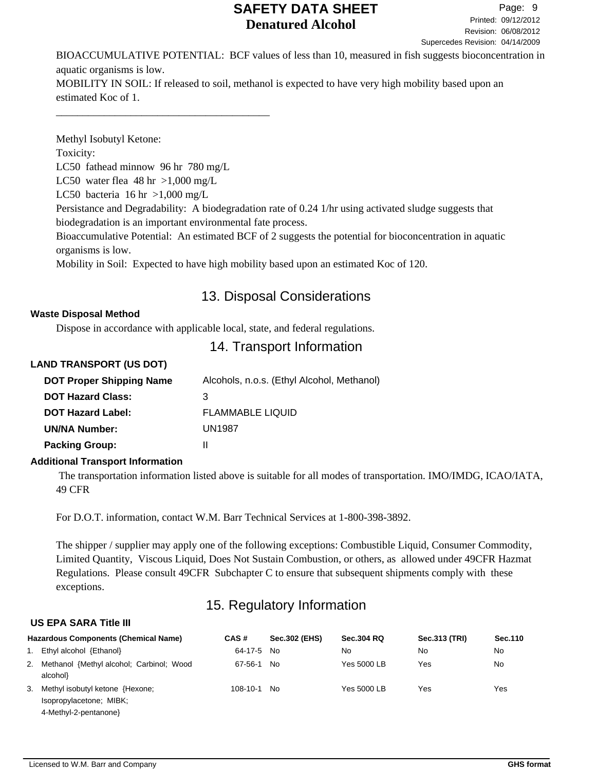BIOACCUMULATIVE POTENTIAL: BCF values of less than 10, measured in fish suggests bioconcentration in aquatic organisms is low.

MOBILITY IN SOIL: If released to soil, methanol is expected to have very high mobility based upon an estimated Koc of 1.

\_\_\_\_\_\_\_\_\_\_\_\_\_\_\_\_\_\_\_\_\_\_\_\_\_\_\_\_\_\_\_\_\_\_\_\_\_\_\_\_

Methyl Isobutyl Ketone:

Toxicity:

LC50 fathead minnow 96 hr 780 mg/L

LC50 water flea 48 hr >1,000 mg/L

LC50 bacteria 16 hr >1,000 mg/L

Persistance and Degradability: A biodegradation rate of 0.24 1/hr using activated sludge suggests that biodegradation is an important environmental fate process.

Bioaccumulative Potential: An estimated BCF of 2 suggests the potential for bioconcentration in aquatic organisms is low.

Mobility in Soil: Expected to have high mobility based upon an estimated Koc of 120.

## 13. Disposal Considerations

**Waste Disposal Method**

Dispose in accordance with applicable local, state, and federal regulations.

## 14. Transport Information

**LAND TRANSPORT (US DOT)**

| | |
|---|---|
| **DOT Proper Shipping Name** | Alcohols, n.o.s. (Ethyl Alcohol, Methanol) |
| **DOT Hazard Class:** | 3 |
| **DOT Hazard Label:** | FLAMMABLE LIQUID |
| **UN/NA Number:** | UN1987 |
| **Packing Group:** | II |

**Additional Transport Information**

The transportation information listed above is suitable for all modes of transportation. IMO/IMDG, ICAO/IATA, 49 CFR

For D.O.T. information, contact W.M. Barr Technical Services at 1-800-398-3892.

The shipper / supplier may apply one of the following exceptions: Combustible Liquid, Consumer Commodity, Limited Quantity, Viscous Liquid, Does Not Sustain Combustion, or others, as allowed under 49CFR Hazmat Regulations. Please consult 49CFR Subchapter C to ensure that subsequent shipments comply with these exceptions.

## 15. Regulatory Information

**US EPA SARA Title III**

| Hazardous Components (Chemical Name) | CAS # | Sec.302 (EHS) | Sec.304 RQ | Sec.313 (TRI) | Sec.110 |
|---|---|---|---|---|---|
| 1. Ethyl alcohol {Ethanol} | 64-17-5 | No | No | No | No |
| 2. Methanol {Methyl alcohol; Carbinol; Wood alcohol} | 67-56-1 | No | Yes 5000 LB | Yes | No |
| 3. Methyl isobutyl ketone {Hexone; Isopropylacetone; MIBK; 4-Methyl-2-pentanone} | 108-10-1 | No | Yes 5000 LB | Yes | Yes |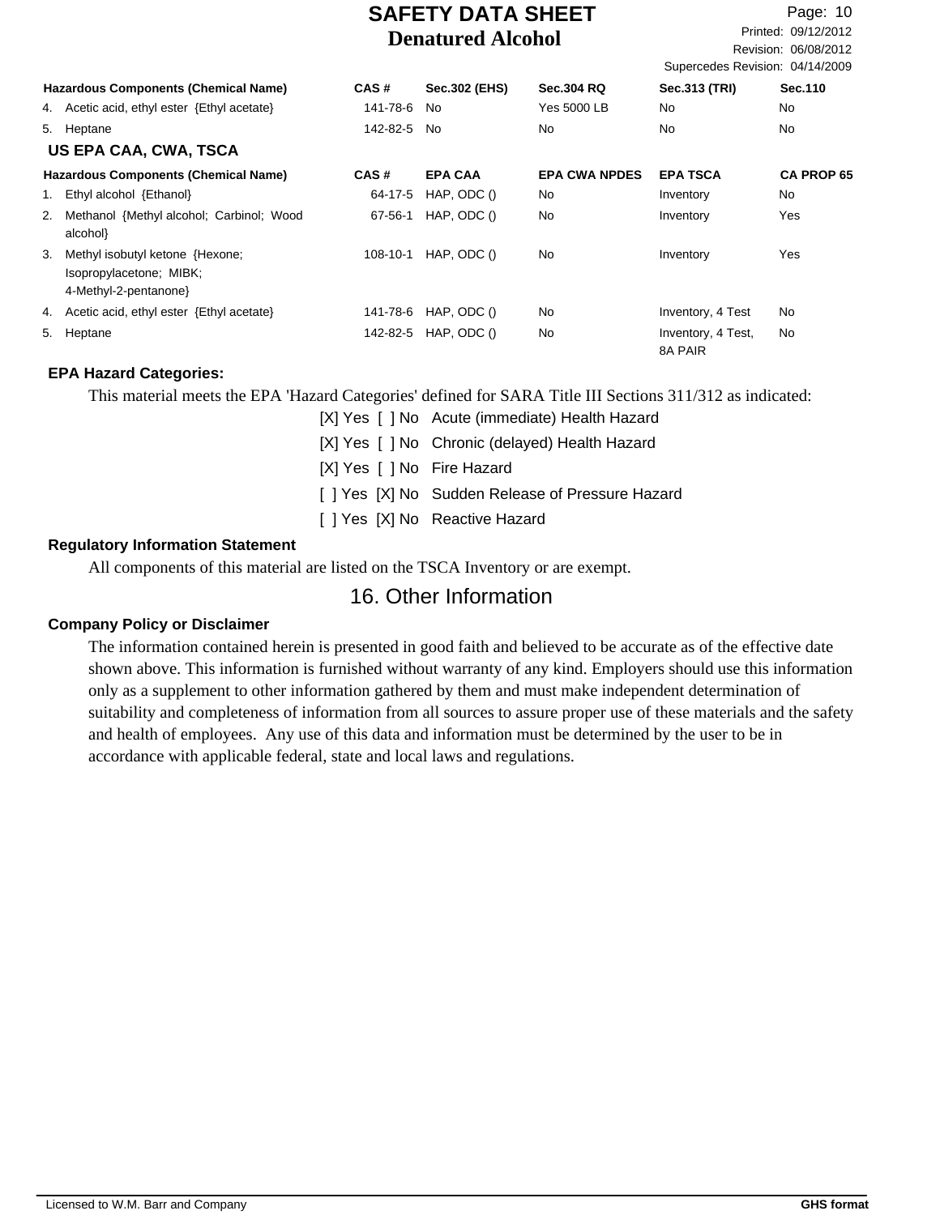| Hazardous Components (Chemical Name) | CAS # | Sec.302 (EHS) | Sec.304 RQ | Sec.313 (TRI) | Sec.110 |
|---|---|---|---|---|---|
| 4. Acetic acid, ethyl ester {Ethyl acetate} | 141-78-6 | No | Yes 5000 LB | No | No |
| 5. Heptane | 142-82-5 | No | No | No | No |

### US EPA CAA, CWA, TSCA

| Hazardous Components (Chemical Name) | CAS # | EPA CAA | EPA CWA NPDES | EPA TSCA | CA PROP 65 |
|---|---|---|---|---|---|
| 1. Ethyl alcohol {Ethanol} | 64-17-5 | HAP, ODC () | No | Inventory | No |
| 2. Methanol {Methyl alcohol; Carbinol; Wood alcohol} | 67-56-1 | HAP, ODC () | No | Inventory | Yes |
| 3. Methyl isobutyl ketone {Hexone; Isopropylacetone; MIBK; 4-Methyl-2-pentanone} | 108-10-1 | HAP, ODC () | No | Inventory | Yes |
| 4. Acetic acid, ethyl ester {Ethyl acetate} | 141-78-6 | HAP, ODC () | No | Inventory, 4 Test | No |
| 5. Heptane | 142-82-5 | HAP, ODC () | No | Inventory, 4 Test, 8A PAIR | No |

**EPA Hazard Categories:**

This material meets the EPA 'Hazard Categories' defined for SARA Title III Sections 311/312 as indicated:

[X] Yes [ ] No Acute (immediate) Health Hazard

[X] Yes [ ] No Chronic (delayed) Health Hazard

[X] Yes [ ] No Fire Hazard

[ ] Yes [X] No Sudden Release of Pressure Hazard

[ ] Yes [X] No Reactive Hazard

**Regulatory Information Statement**

All components of this material are listed on the TSCA Inventory or are exempt.

## 16. Other Information

**Company Policy or Disclaimer**

The information contained herein is presented in good faith and believed to be accurate as of the effective date shown above. This information is furnished without warranty of any kind. Employers should use this information only as a supplement to other information gathered by them and must make independent determination of suitability and completeness of information from all sources to assure proper use of these materials and the safety and health of employees. Any use of this data and information must be determined by the user to be in accordance with applicable federal, state and local laws and regulations.